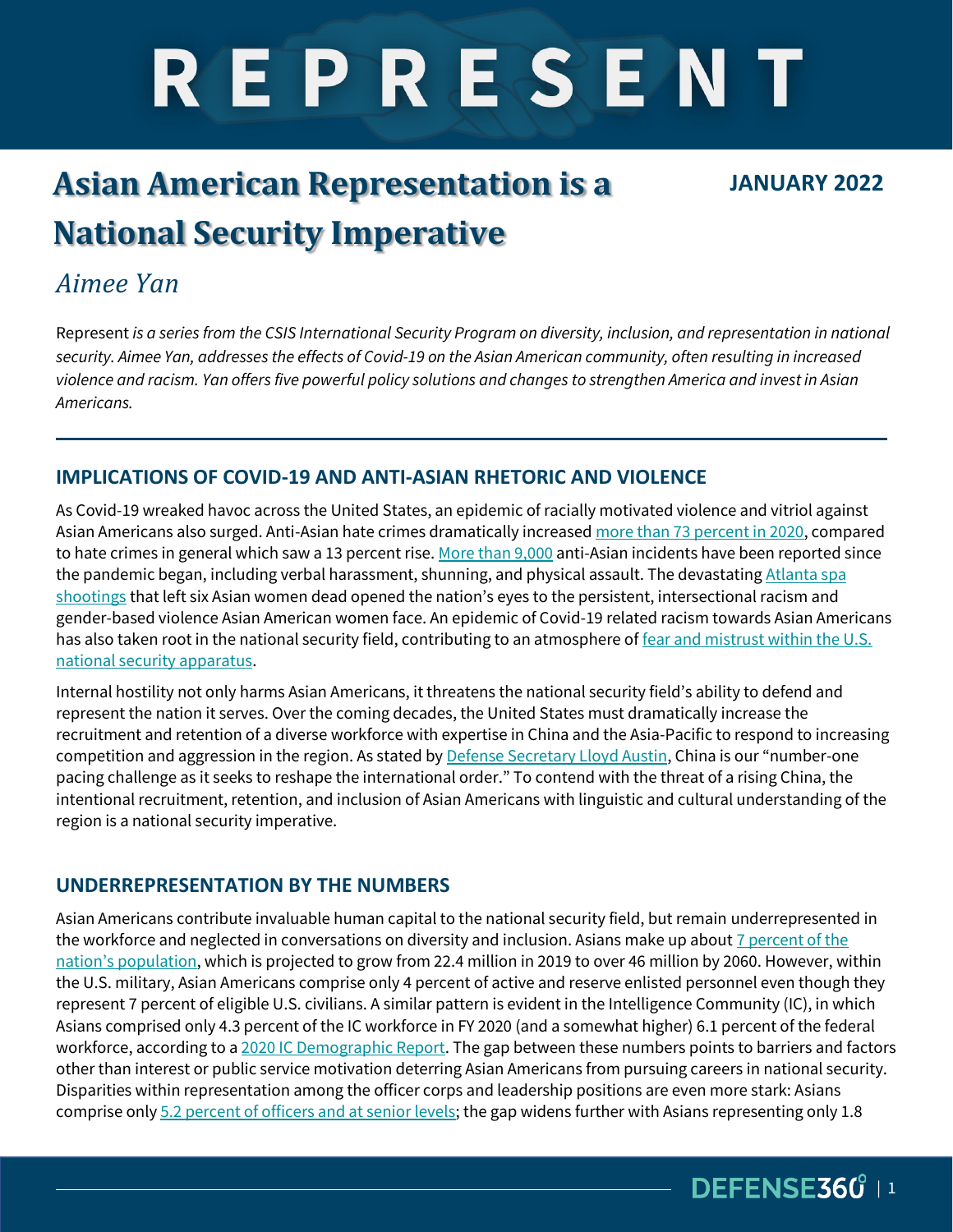# REPRESENT

# Asian American Representation is a National Security Imperative

**JANUARY 2022**

*Aimee Yan*

Represent *is a series from the CSIS International Security Program on diversity, inclusion, and representation in national security. Aimee Yan, addresses the effects of Covid-19 on the Asian American community, often resulting in increased violence and racism. Yan offers five powerful policy solutions and changes to strengthen America and invest in Asian Americans.*

## IMPLICATIONS OF COVID-19 AND ANTI-ASIAN RHETORIC AND VIOLENCE

As Covid-19 wreaked havoc across the United States, an epidemic of racially motivated violence and vitriol against Asian Americans also surged. Anti-Asian hate crimes dramatically increased more than 73 percent in 2020, compared to hate crimes in general which saw a 13 percent rise. More than 9,000 anti-Asian incidents have been reported since the pandemic began, including verbal harassment, shunning, and physical assault. The devastating Atlanta spa shootings that left six Asian women dead opened the nation's eyes to the persistent, intersectional racism and gender-based violence Asian American women face. An epidemic of Covid-19 related racism towards Asian Americans has also taken root in the national security field, contributing to an atmosphere of fear and mistrust within the U.S. national security apparatus.

Internal hostility not only harms Asian Americans, it threatens the national security field's ability to defend and represent the nation it serves. Over the coming decades, the United States must dramatically increase the recruitment and retention of a diverse workforce with expertise in China and the Asia-Pacific to respond to increasing competition and aggression in the region. As stated by Defense Secretary Lloyd Austin, China is our "number-one pacing challenge as it seeks to reshape the international order." To contend with the threat of a rising China, the intentional recruitment, retention, and inclusion of Asian Americans with linguistic and cultural understanding of the region is a national security imperative.

## UNDERREPRESENTATION BY THE NUMBERS

Asian Americans contribute invaluable human capital to the national security field, but remain underrepresented in the workforce and neglected in conversations on diversity and inclusion. Asians make up about 7 percent of the nation's population, which is projected to grow from 22.4 million in 2019 to over 46 million by 2060. However, within the U.S. military, Asian Americans comprise only 4 percent of active and reserve enlisted personnel even though they represent 7 percent of eligible U.S. civilians. A similar pattern is evident in the Intelligence Community (IC), in which Asians comprised only 4.3 percent of the IC workforce in FY 2020 (and a somewhat higher) 6.1 percent of the federal workforce, according to a 2020 IC Demographic Report. The gap between these numbers points to barriers and factors other than interest or public service motivation deterring Asian Americans from pursuing careers in national security. Disparities within representation among the officer corps and leadership positions are even more stark: Asians comprise only 5.2 percent of officers and at senior levels; the gap widens further with Asians representing only 1.8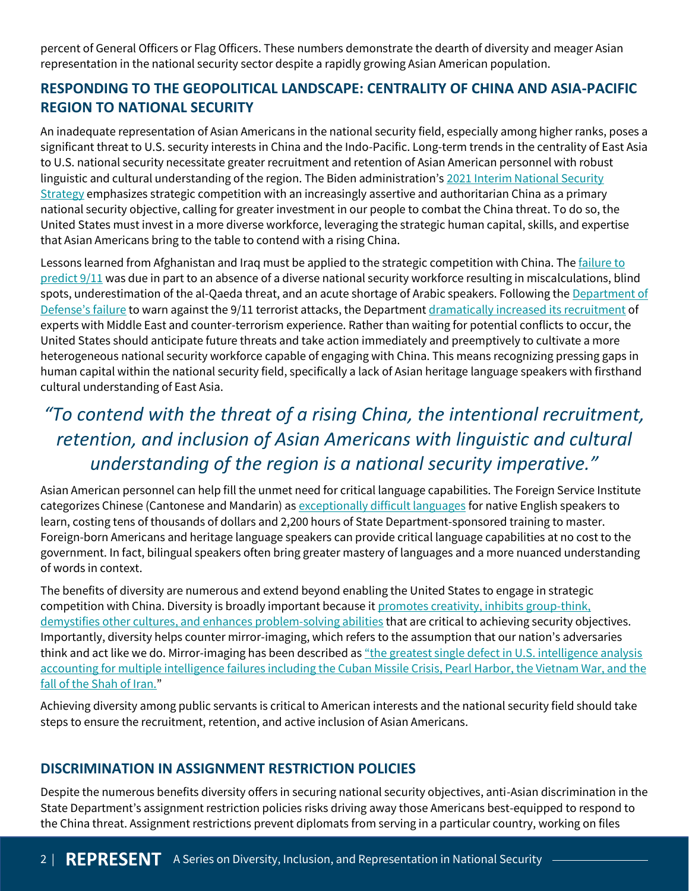percent of General Officers or Flag Officers. These numbers demonstrate the dearth of diversity and meager Asian representation in the national security sector despite a rapidly growing Asian American population.

## RESPONDING TO THE GEOPOLITICAL LANDSCAPE: CENTRALITY OF CHINA AND ASIA-PACIFIC REGION TO NATIONAL SECURITY

An inadequate representation of Asian Americans in the national security field, especially among higher ranks, poses a significant threat to U.S. security interests in China and the Indo-Pacific. Long-term trends in the centrality of East Asia to U.S. national security necessitate greater recruitment and retention of Asian American personnel with robust linguistic and cultural understanding of the region. The Biden administration's 2021 Interim National Security Strategy emphasizes strategic competition with an increasingly assertive and authoritarian China as a primary national security objective, calling for greater investment in our people to combat the China threat. To do so, the United States must invest in a more diverse workforce, leveraging the strategic human capital, skills, and expertise that Asian Americans bring to the table to contend with a rising China.

Lessons learned from Afghanistan and Iraq must be applied to the strategic competition with China. The failure to predict 9/11 was due in part to an absence of a diverse national security workforce resulting in miscalculations, blind spots, underestimation of the al-Qaeda threat, and an acute shortage of Arabic speakers. Following the Department of Defense's failure to warn against the 9/11 terrorist attacks, the Department dramatically increased its recruitment of experts with Middle East and counter-terrorism experience. Rather than waiting for potential conflicts to occur, the United States should anticipate future threats and take action immediately and preemptively to cultivate a more heterogeneous national security workforce capable of engaging with China. This means recognizing pressing gaps in human capital within the national security field, specifically a lack of Asian heritage language speakers with firsthand cultural understanding of East Asia.

> *"To contend with the threat of a rising China, the intentional recruitment, retention, and inclusion of Asian Americans with linguistic and cultural understanding of the region is a national security imperative."*

Asian American personnel can help fill the unmet need for critical language capabilities. The Foreign Service Institute categorizes Chinese (Cantonese and Mandarin) as exceptionally difficult languages for native English speakers to learn, costing tens of thousands of dollars and 2,200 hours of State Department-sponsored training to master. Foreign-born Americans and heritage language speakers can provide critical language capabilities at no cost to the government. In fact, bilingual speakers often bring greater mastery of languages and a more nuanced understanding of words in context.

The benefits of diversity are numerous and extend beyond enabling the United States to engage in strategic competition with China. Diversity is broadly important because it promotes creativity, inhibits group-think, demystifies other cultures, and enhances problem-solving abilities that are critical to achieving security objectives. Importantly, diversity helps counter mirror-imaging, which refers to the assumption that our nation's adversaries think and act like we do. Mirror-imaging has been described as "the greatest single defect in U.S. intelligence analysis accounting for multiple intelligence failures including the Cuban Missile Crisis, Pearl Harbor, the Vietnam War, and the fall of the Shah of Iran."

Achieving diversity among public servants is critical to American interests and the national security field should take steps to ensure the recruitment, retention, and active inclusion of Asian Americans.

## DISCRIMINATION IN ASSIGNMENT RESTRICTION POLICIES

Despite the numerous benefits diversity offers in securing national security objectives, anti-Asian discrimination in the State Department's assignment restriction policies risks driving away those Americans best-equipped to respond to the China threat. Assignment restrictions prevent diplomats from serving in a particular country, working on files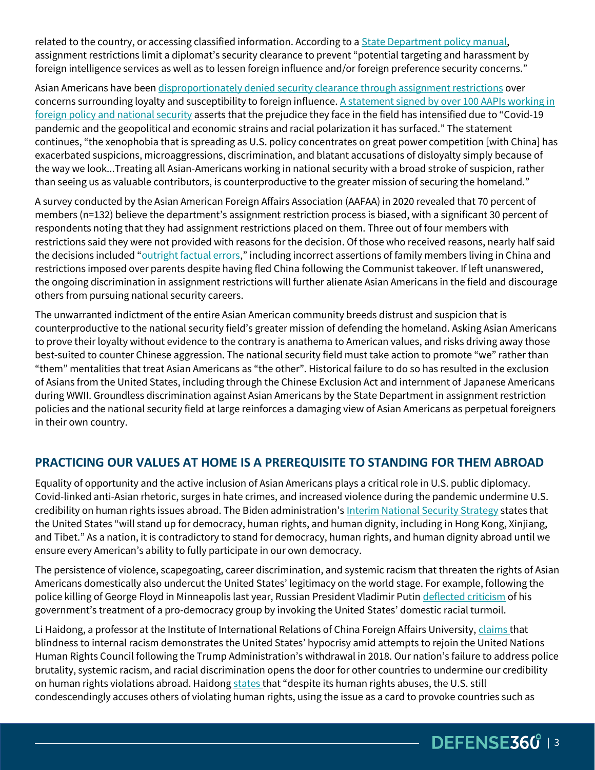related to the country, or accessing classified information. According to a State Department policy manual, assignment restrictions limit a diplomat's security clearance to prevent "potential targeting and harassment by foreign intelligence services as well as to lessen foreign influence and/or foreign preference security concerns."

Asian Americans have been disproportionately denied security clearance through assignment restrictions over concerns surrounding loyalty and susceptibility to foreign influence. A statement signed by over 100 AAPIs working in foreign policy and national security asserts that the prejudice they face in the field has intensified due to "Covid-19 pandemic and the geopolitical and economic strains and racial polarization it has surfaced." The statement continues, "the xenophobia that is spreading as U.S. policy concentrates on great power competition [with China] has exacerbated suspicions, microaggressions, discrimination, and blatant accusations of disloyalty simply because of the way we look...Treating all Asian-Americans working in national security with a broad stroke of suspicion, rather than seeing us as valuable contributors, is counterproductive to the greater mission of securing the homeland."

A survey conducted by the Asian American Foreign Affairs Association (AAFAA) in 2020 revealed that 70 percent of members (n=132) believe the department's assignment restriction process is biased, with a significant 30 percent of respondents noting that they had assignment restrictions placed on them. Three out of four members with restrictions said they were not provided with reasons for the decision. Of those who received reasons, nearly half said the decisions included "outright factual errors," including incorrect assertions of family members living in China and restrictions imposed over parents despite having fled China following the Communist takeover. If left unanswered, the ongoing discrimination in assignment restrictions will further alienate Asian Americans in the field and discourage others from pursuing national security careers.

The unwarranted indictment of the entire Asian American community breeds distrust and suspicion that is counterproductive to the national security field's greater mission of defending the homeland. Asking Asian Americans to prove their loyalty without evidence to the contrary is anathema to American values, and risks driving away those best-suited to counter Chinese aggression. The national security field must take action to promote "we" rather than "them" mentalities that treat Asian Americans as "the other". Historical failure to do so has resulted in the exclusion of Asians from the United States, including through the Chinese Exclusion Act and internment of Japanese Americans during WWII. Groundless discrimination against Asian Americans by the State Department in assignment restriction policies and the national security field at large reinforces a damaging view of Asian Americans as perpetual foreigners in their own country.

## PRACTICING OUR VALUES AT HOME IS A PREREQUISITE TO STANDING FOR THEM ABROAD

Equality of opportunity and the active inclusion of Asian Americans plays a critical role in U.S. public diplomacy. Covid-linked anti-Asian rhetoric, surges in hate crimes, and increased violence during the pandemic undermine U.S. credibility on human rights issues abroad. The Biden administration's Interim National Security Strategy states that the United States "will stand up for democracy, human rights, and human dignity, including in Hong Kong, Xinjiang, and Tibet." As a nation, it is contradictory to stand for democracy, human rights, and human dignity abroad until we ensure every American's ability to fully participate in our own democracy.

The persistence of violence, scapegoating, career discrimination, and systemic racism that threaten the rights of Asian Americans domestically also undercut the United States' legitimacy on the world stage. For example, following the police killing of George Floyd in Minneapolis last year, Russian President Vladimir Putin deflected criticism of his government's treatment of a pro-democracy group by invoking the United States' domestic racial turmoil.

Li Haidong, a professor at the Institute of International Relations of China Foreign Affairs University, claims that blindness to internal racism demonstrates the United States' hypocrisy amid attempts to rejoin the United Nations Human Rights Council following the Trump Administration's withdrawal in 2018. Our nation's failure to address police brutality, systemic racism, and racial discrimination opens the door for other countries to undermine our credibility on human rights violations abroad. Haidong states that "despite its human rights abuses, the U.S. still condescendingly accuses others of violating human rights, using the issue as a card to provoke countries such as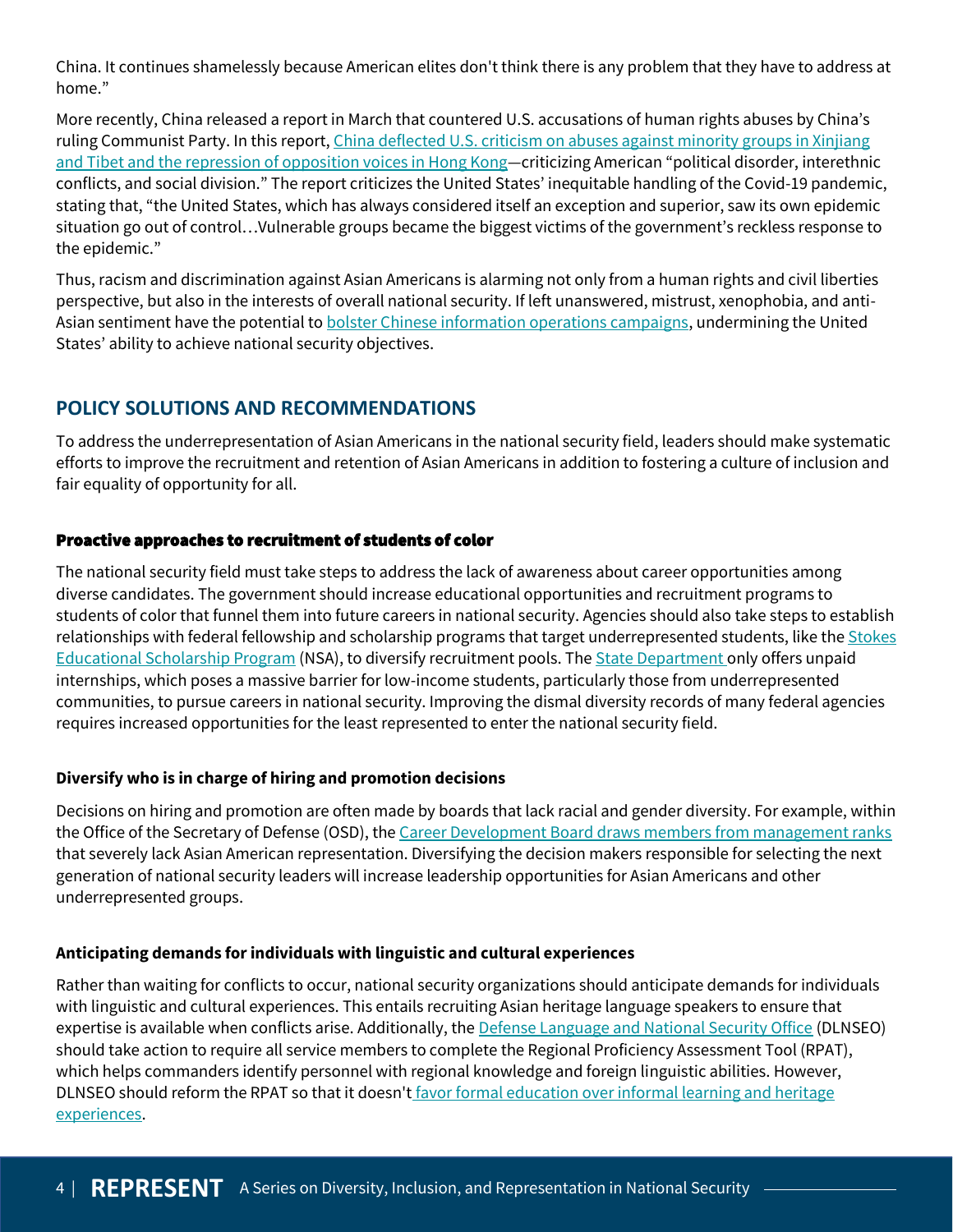China. It continues shamelessly because American elites don't think there is any problem that they have to address at home."

More recently, China released a report in March that countered U.S. accusations of human rights abuses by China's ruling Communist Party. In this report, China deflected U.S. criticism on abuses against minority groups in Xinjiang and Tibet and the repression of opposition voices in Hong Kong—criticizing American "political disorder, interethnic conflicts, and social division." The report criticizes the United States' inequitable handling of the Covid-19 pandemic, stating that, "the United States, which has always considered itself an exception and superior, saw its own epidemic situation go out of control…Vulnerable groups became the biggest victims of the government's reckless response to the epidemic."

Thus, racism and discrimination against Asian Americans is alarming not only from a human rights and civil liberties perspective, but also in the interests of overall national security. If left unanswered, mistrust, xenophobia, and anti-Asian sentiment have the potential to bolster Chinese information operations campaigns, undermining the United States' ability to achieve national security objectives.

## POLICY SOLUTIONS AND RECOMMENDATIONS

To address the underrepresentation of Asian Americans in the national security field, leaders should make systematic efforts to improve the recruitment and retention of Asian Americans in addition to fostering a culture of inclusion and fair equality of opportunity for all.

### Proactive approaches to recruitment of students of color

The national security field must take steps to address the lack of awareness about career opportunities among diverse candidates. The government should increase educational opportunities and recruitment programs to students of color that funnel them into future careers in national security. Agencies should also take steps to establish relationships with federal fellowship and scholarship programs that target underrepresented students, like the Stokes Educational Scholarship Program (NSA), to diversify recruitment pools. The State Department only offers unpaid internships, which poses a massive barrier for low-income students, particularly those from underrepresented communities, to pursue careers in national security. Improving the dismal diversity records of many federal agencies requires increased opportunities for the least represented to enter the national security field.

### Diversify who is in charge of hiring and promotion decisions

Decisions on hiring and promotion are often made by boards that lack racial and gender diversity. For example, within the Office of the Secretary of Defense (OSD), the Career Development Board draws members from management ranks that severely lack Asian American representation. Diversifying the decision makers responsible for selecting the next generation of national security leaders will increase leadership opportunities for Asian Americans and other underrepresented groups.

### Anticipating demands for individuals with linguistic and cultural experiences

Rather than waiting for conflicts to occur, national security organizations should anticipate demands for individuals with linguistic and cultural experiences. This entails recruiting Asian heritage language speakers to ensure that expertise is available when conflicts arise. Additionally, the Defense Language and National Security Office (DLNSEO) should take action to require all service members to complete the Regional Proficiency Assessment Tool (RPAT), which helps commanders identify personnel with regional knowledge and foreign linguistic abilities. However, DLNSEO should reform the RPAT so that it doesn't favor formal education over informal learning and heritage experiences.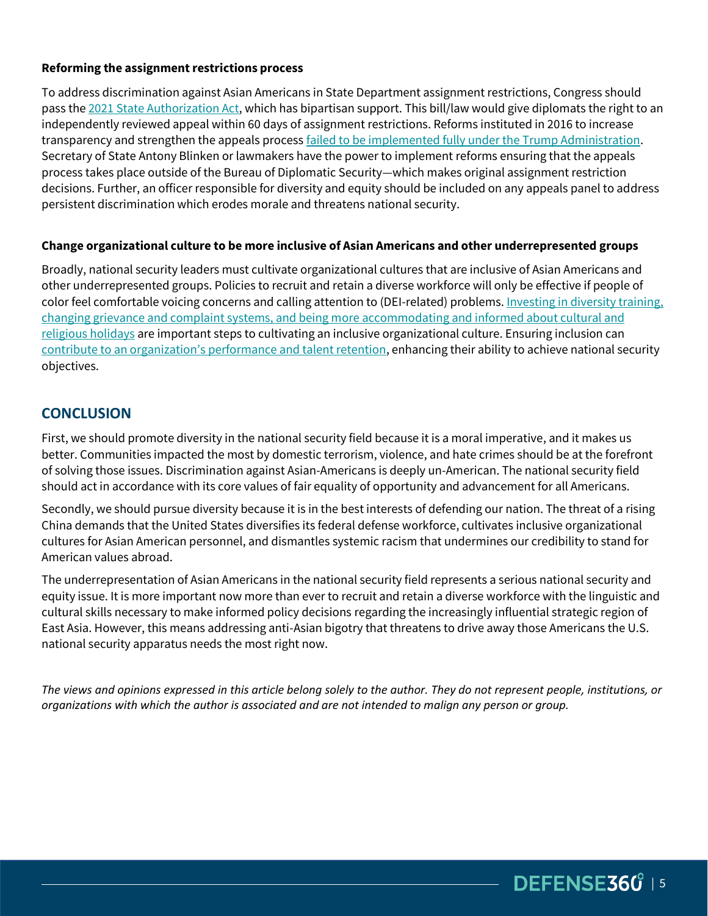**Reforming the assignment restrictions process**

To address discrimination against Asian Americans in State Department assignment restrictions, Congress should pass the 2021 State Authorization Act, which has bipartisan support. This bill/law would give diplomats the right to an independently reviewed appeal within 60 days of assignment restrictions. Reforms instituted in 2016 to increase transparency and strengthen the appeals process failed to be implemented fully under the Trump Administration. Secretary of State Antony Blinken or lawmakers have the power to implement reforms ensuring that the appeals process takes place outside of the Bureau of Diplomatic Security—which makes original assignment restriction decisions. Further, an officer responsible for diversity and equity should be included on any appeals panel to address persistent discrimination which erodes morale and threatens national security.

**Change organizational culture to be more inclusive of Asian Americans and other underrepresented groups**

Broadly, national security leaders must cultivate organizational cultures that are inclusive of Asian Americans and other underrepresented groups. Policies to recruit and retain a diverse workforce will only be effective if people of color feel comfortable voicing concerns and calling attention to (DEI-related) problems. Investing in diversity training, changing grievance and complaint systems, and being more accommodating and informed about cultural and religious holidays are important steps to cultivating an inclusive organizational culture. Ensuring inclusion can contribute to an organization's performance and talent retention, enhancing their ability to achieve national security objectives.

## CONCLUSION

First, we should promote diversity in the national security field because it is a moral imperative, and it makes us better. Communities impacted the most by domestic terrorism, violence, and hate crimes should be at the forefront of solving those issues. Discrimination against Asian-Americans is deeply un-American. The national security field should act in accordance with its core values of fair equality of opportunity and advancement for all Americans.

Secondly, we should pursue diversity because it is in the best interests of defending our nation. The threat of a rising China demands that the United States diversifies its federal defense workforce, cultivates inclusive organizational cultures for Asian American personnel, and dismantles systemic racism that undermines our credibility to stand for American values abroad.

The underrepresentation of Asian Americans in the national security field represents a serious national security and equity issue. It is more important now more than ever to recruit and retain a diverse workforce with the linguistic and cultural skills necessary to make informed policy decisions regarding the increasingly influential strategic region of East Asia. However, this means addressing anti-Asian bigotry that threatens to drive away those Americans the U.S. national security apparatus needs the most right now.

*The views and opinions expressed in this article belong solely to the author. They do not represent people, institutions, or organizations with which the author is associated and are not intended to malign any person or group.*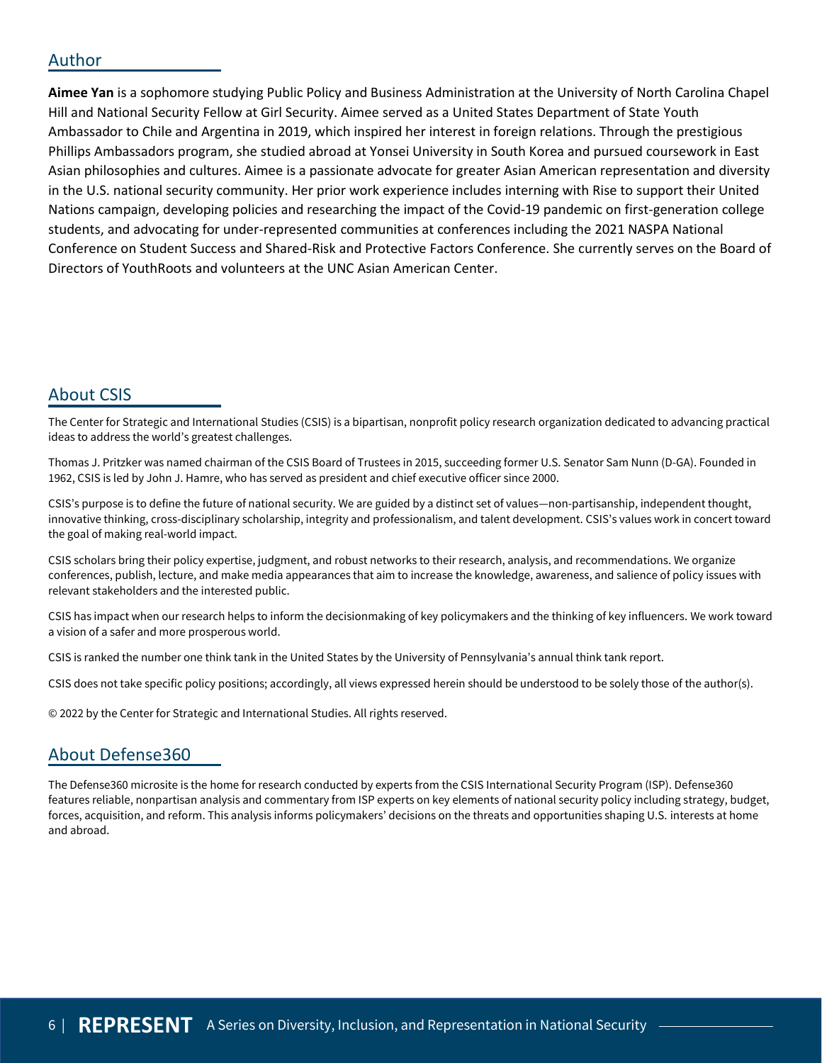## Author

**Aimee Yan** is a sophomore studying Public Policy and Business Administration at the University of North Carolina Chapel Hill and National Security Fellow at Girl Security. Aimee served as a United States Department of State Youth Ambassador to Chile and Argentina in 2019, which inspired her interest in foreign relations. Through the prestigious Phillips Ambassadors program, she studied abroad at Yonsei University in South Korea and pursued coursework in East Asian philosophies and cultures. Aimee is a passionate advocate for greater Asian American representation and diversity in the U.S. national security community. Her prior work experience includes interning with Rise to support their United Nations campaign, developing policies and researching the impact of the Covid-19 pandemic on first-generation college students, and advocating for under-represented communities at conferences including the 2021 NASPA National Conference on Student Success and Shared-Risk and Protective Factors Conference. She currently serves on the Board of Directors of YouthRoots and volunteers at the UNC Asian American Center.

## About CSIS

The Center for Strategic and International Studies (CSIS) is a bipartisan, nonprofit policy research organization dedicated to advancing practical ideas to address the world's greatest challenges.

Thomas J. Pritzker was named chairman of the CSIS Board of Trustees in 2015, succeeding former U.S. Senator Sam Nunn (D-GA). Founded in 1962, CSIS is led by John J. Hamre, who has served as president and chief executive officer since 2000.

CSIS's purpose is to define the future of national security. We are guided by a distinct set of values—non-partisanship, independent thought, innovative thinking, cross-disciplinary scholarship, integrity and professionalism, and talent development. CSIS's values work in concert toward the goal of making real-world impact.

CSIS scholars bring their policy expertise, judgment, and robust networks to their research, analysis, and recommendations. We organize conferences, publish, lecture, and make media appearances that aim to increase the knowledge, awareness, and salience of policy issues with relevant stakeholders and the interested public.

CSIS has impact when our research helps to inform the decisionmaking of key policymakers and the thinking of key influencers. We work toward a vision of a safer and more prosperous world.

CSIS is ranked the number one think tank in the United States by the University of Pennsylvania's annual think tank report.

CSIS does not take specific policy positions; accordingly, all views expressed herein should be understood to be solely those of the author(s).

© 2022 by the Center for Strategic and International Studies. All rights reserved.

## About Defense360

The Defense360 microsite is the home for research conducted by experts from the CSIS International Security Program (ISP). Defense360 features reliable, nonpartisan analysis and commentary from ISP experts on key elements of national security policy including strategy, budget, forces, acquisition, and reform. This analysis informs policymakers' decisions on the threats and opportunities shaping U.S. interests at home and abroad.